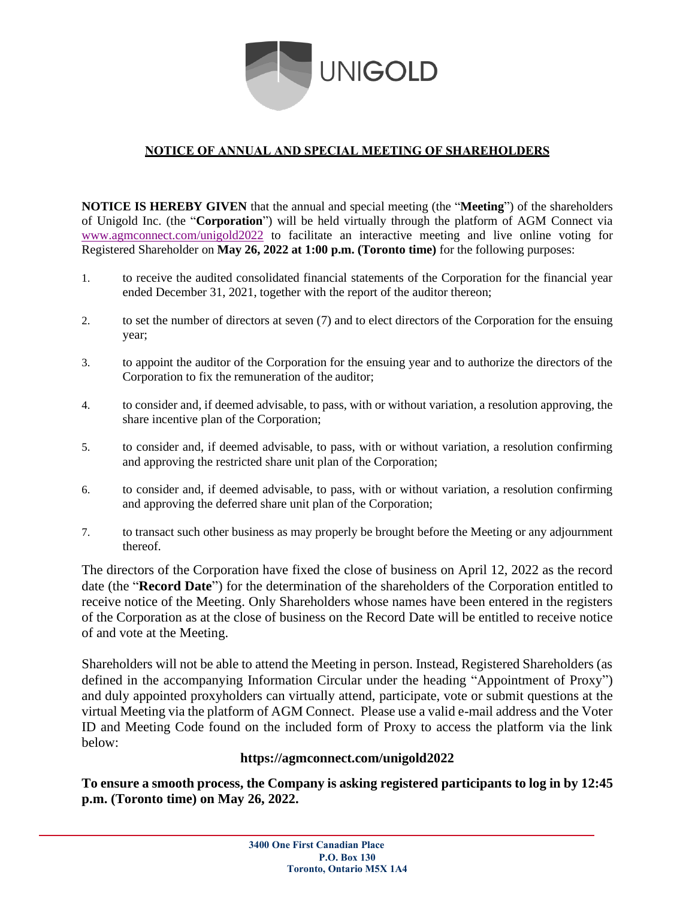UNIGOLD

## NOTICE OF ANNUAL AND SPECIAL MEETING OF SHAREHOLDERS

**NOTICE IS HEREBY GIVEN** that the annual and special meeting (the "**Meeting**") of the shareholders of Unigold Inc. (the "**Corporation**") will be held virtually through the platform of AGM Connect via www.agmconnect.com/unigold2022 to facilitate an interactive meeting and live online voting for Registered Shareholder on **May 26, 2022 at 1:00 p.m. (Toronto time)** for the following purposes:

1. to receive the audited consolidated financial statements of the Corporation for the financial year ended December 31, 2021, together with the report of the auditor thereon;
2. to set the number of directors at seven (7) and to elect directors of the Corporation for the ensuing year;
3. to appoint the auditor of the Corporation for the ensuing year and to authorize the directors of the Corporation to fix the remuneration of the auditor;
4. to consider and, if deemed advisable, to pass, with or without variation, a resolution approving, the share incentive plan of the Corporation;
5. to consider and, if deemed advisable, to pass, with or without variation, a resolution confirming and approving the restricted share unit plan of the Corporation;
6. to consider and, if deemed advisable, to pass, with or without variation, a resolution confirming and approving the deferred share unit plan of the Corporation;
7. to transact such other business as may properly be brought before the Meeting or any adjournment thereof.

The directors of the Corporation have fixed the close of business on April 12, 2022 as the record date (the "**Record Date**") for the determination of the shareholders of the Corporation entitled to receive notice of the Meeting. Only Shareholders whose names have been entered in the registers of the Corporation as at the close of business on the Record Date will be entitled to receive notice of and vote at the Meeting.

Shareholders will not be able to attend the Meeting in person. Instead, Registered Shareholders (as defined in the accompanying Information Circular under the heading "Appointment of Proxy") and duly appointed proxyholders can virtually attend, participate, vote or submit questions at the virtual Meeting via the platform of AGM Connect. Please use a valid e-mail address and the Voter ID and Meeting Code found on the included form of Proxy to access the platform via the link below:

**https://agmconnect.com/unigold2022**

**To ensure a smooth process, the Company is asking registered participants to log in by 12:45 p.m. (Toronto time) on May 26, 2022.**

**3400 One First Canadian Place**
**P.O. Box 130**
**Toronto, Ontario M5X 1A4**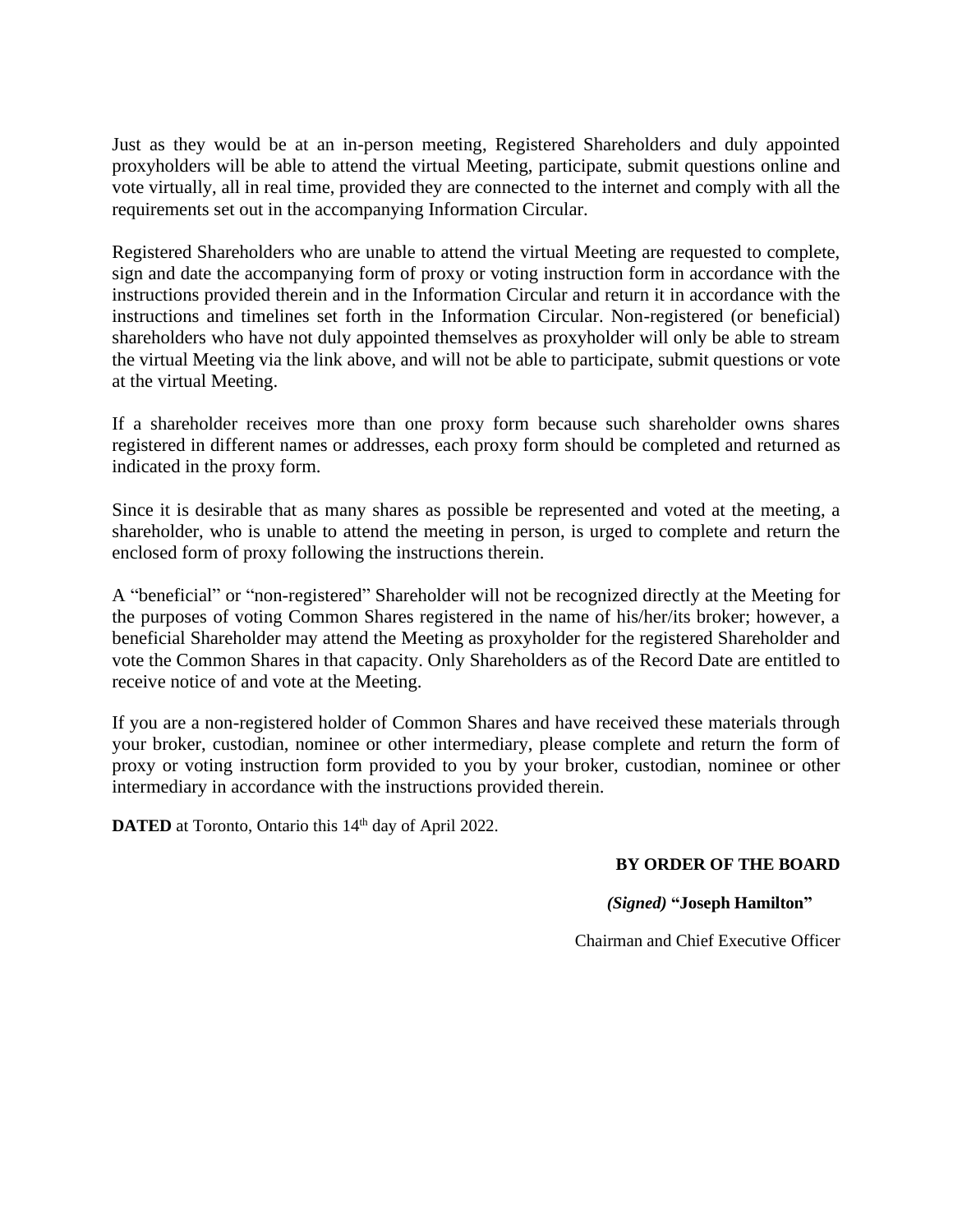Just as they would be at an in-person meeting, Registered Shareholders and duly appointed proxyholders will be able to attend the virtual Meeting, participate, submit questions online and vote virtually, all in real time, provided they are connected to the internet and comply with all the requirements set out in the accompanying Information Circular.

Registered Shareholders who are unable to attend the virtual Meeting are requested to complete, sign and date the accompanying form of proxy or voting instruction form in accordance with the instructions provided therein and in the Information Circular and return it in accordance with the instructions and timelines set forth in the Information Circular. Non-registered (or beneficial) shareholders who have not duly appointed themselves as proxyholder will only be able to stream the virtual Meeting via the link above, and will not be able to participate, submit questions or vote at the virtual Meeting.

If a shareholder receives more than one proxy form because such shareholder owns shares registered in different names or addresses, each proxy form should be completed and returned as indicated in the proxy form.

Since it is desirable that as many shares as possible be represented and voted at the meeting, a shareholder, who is unable to attend the meeting in person, is urged to complete and return the enclosed form of proxy following the instructions therein.

A "beneficial" or "non-registered" Shareholder will not be recognized directly at the Meeting for the purposes of voting Common Shares registered in the name of his/her/its broker; however, a beneficial Shareholder may attend the Meeting as proxyholder for the registered Shareholder and vote the Common Shares in that capacity. Only Shareholders as of the Record Date are entitled to receive notice of and vote at the Meeting.

If you are a non-registered holder of Common Shares and have received these materials through your broker, custodian, nominee or other intermediary, please complete and return the form of proxy or voting instruction form provided to you by your broker, custodian, nominee or other intermediary in accordance with the instructions provided therein.

**DATED** at Toronto, Ontario this 14th day of April 2022.

**BY ORDER OF THE BOARD**

*(Signed)* **"Joseph Hamilton"**

Chairman and Chief Executive Officer